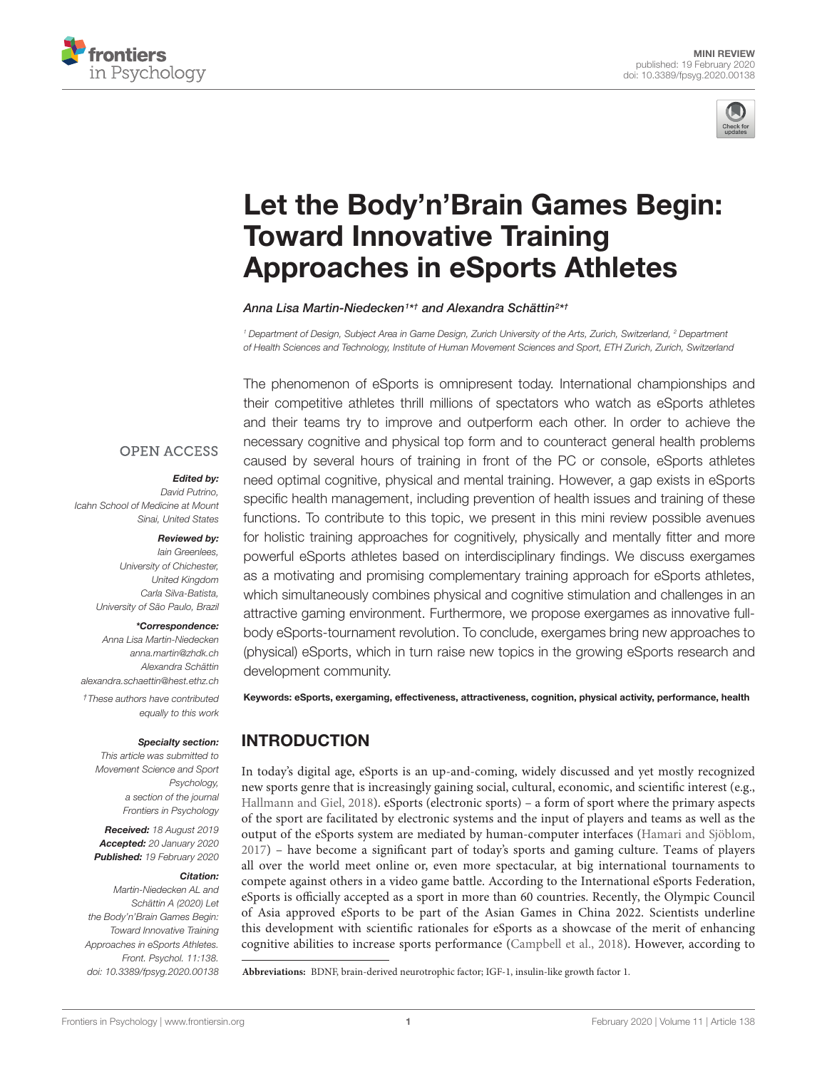MINI REVIEW
published: 19 February 2020
doi: 10.3389/fpsyg.2020.00138

# Let the Body'n'Brain Games Begin: Toward Innovative Training Approaches in eSports Athletes

*Anna Lisa Martin-Niedecken[1]*† and Alexandra Schättin[2]*†*

[1] Department of Design, Subject Area in Game Design, Zurich University of the Arts, Zurich, Switzerland, [2] Department of Health Sciences and Technology, Institute of Human Movement Sciences and Sport, ETH Zurich, Zurich, Switzerland

OPEN ACCESS

***Edited by:***
*David Putrino,*
*Icahn School of Medicine at Mount Sinai, United States*

***Reviewed by:***
*Iain Greenlees,*
*University of Chichester, United Kingdom*
*Carla Silva-Batista,*
*University of São Paulo, Brazil*

***\*Correspondence:***
*Anna Lisa Martin-Niedecken*
*anna.martin@zhdk.ch*
*Alexandra Schättin*
*alexandra.schaettin@hest.ethz.ch*

*†These authors have contributed equally to this work*

***Specialty section:***
*This article was submitted to Movement Science and Sport Psychology, a section of the journal Frontiers in Psychology*

***Received:*** *18 August 2019*
***Accepted:*** *20 January 2020*
***Published:*** *19 February 2020*

***Citation:***
*Martin-Niedecken AL and Schättin A (2020) Let the Body'n'Brain Games Begin: Toward Innovative Training Approaches in eSports Athletes. Front. Psychol. 11:138. doi: 10.3389/fpsyg.2020.00138*

The phenomenon of eSports is omnipresent today. International championships and their competitive athletes thrill millions of spectators who watch as eSports athletes and their teams try to improve and outperform each other. In order to achieve the necessary cognitive and physical top form and to counteract general health problems caused by several hours of training in front of the PC or console, eSports athletes need optimal cognitive, physical and mental training. However, a gap exists in eSports specific health management, including prevention of health issues and training of these functions. To contribute to this topic, we present in this mini review possible avenues for holistic training approaches for cognitively, physically and mentally fitter and more powerful eSports athletes based on interdisciplinary findings. We discuss exergames as a motivating and promising complementary training approach for eSports athletes, which simultaneously combines physical and cognitive stimulation and challenges in an attractive gaming environment. Furthermore, we propose exergames as innovative full-body eSports-tournament revolution. To conclude, exergames bring new approaches to (physical) eSports, which in turn raise new topics in the growing eSports research and development community.

**Keywords: eSports, exergaming, effectiveness, attractiveness, cognition, physical activity, performance, health**

## INTRODUCTION

In today's digital age, eSports is an up-and-coming, widely discussed and yet mostly recognized new sports genre that is increasingly gaining social, cultural, economic, and scientific interest (e.g., Hallmann and Giel, 2018). eSports (electronic sports) – a form of sport where the primary aspects of the sport are facilitated by electronic systems and the input of players and teams as well as the output of the eSports system are mediated by human-computer interfaces (Hamari and Sjöblom, 2017) – have become a significant part of today's sports and gaming culture. Teams of players all over the world meet online or, even more spectacular, at big international tournaments to compete against others in a video game battle. According to the International eSports Federation, eSports is officially accepted as a sport in more than 60 countries. Recently, the Olympic Council of Asia approved eSports to be part of the Asian Games in China 2022. Scientists underline this development with scientific rationales for eSports as a showcase of the merit of enhancing cognitive abilities to increase sports performance (Campbell et al., 2018). However, according to

**Abbreviations:** BDNF, brain-derived neurotrophic factor; IGF-1, insulin-like growth factor 1.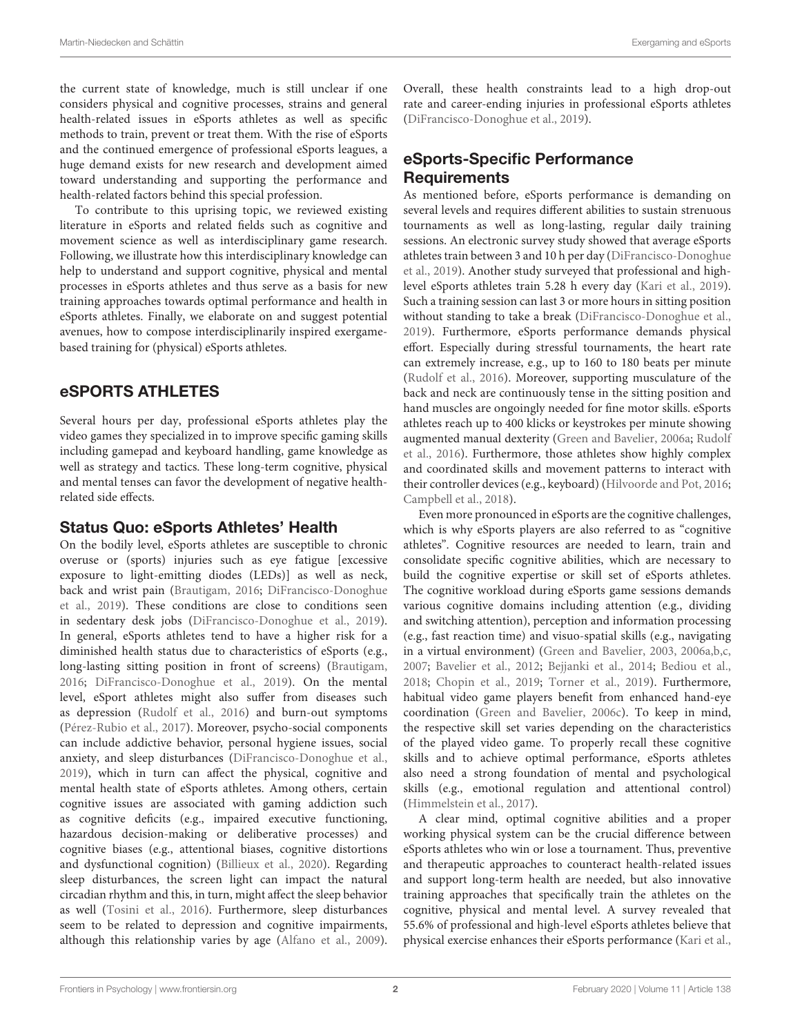the current state of knowledge, much is still unclear if one considers physical and cognitive processes, strains and general health-related issues in eSports athletes as well as specific methods to train, prevent or treat them. With the rise of eSports and the continued emergence of professional eSports leagues, a huge demand exists for new research and development aimed toward understanding and supporting the performance and health-related factors behind this special profession.

To contribute to this uprising topic, we reviewed existing literature in eSports and related fields such as cognitive and movement science as well as interdisciplinary game research. Following, we illustrate how this interdisciplinary knowledge can help to understand and support cognitive, physical and mental processes in eSports athletes and thus serve as a basis for new training approaches towards optimal performance and health in eSports athletes. Finally, we elaborate on and suggest potential avenues, how to compose interdisciplinarily inspired exergame-based training for (physical) eSports athletes.

## eSPORTS ATHLETES

Several hours per day, professional eSports athletes play the video games they specialized in to improve specific gaming skills including gamepad and keyboard handling, game knowledge as well as strategy and tactics. These long-term cognitive, physical and mental tenses can favor the development of negative health-related side effects.

### Status Quo: eSports Athletes' Health

On the bodily level, eSports athletes are susceptible to chronic overuse or (sports) injuries such as eye fatigue [excessive exposure to light-emitting diodes (LEDs)] as well as neck, back and wrist pain (Brautigam, 2016; DiFrancisco-Donoghue et al., 2019). These conditions are close to conditions seen in sedentary desk jobs (DiFrancisco-Donoghue et al., 2019). In general, eSports athletes tend to have a higher risk for a diminished health status due to characteristics of eSports (e.g., long-lasting sitting position in front of screens) (Brautigam, 2016; DiFrancisco-Donoghue et al., 2019). On the mental level, eSport athletes might also suffer from diseases such as depression (Rudolf et al., 2016) and burn-out symptoms (Pérez-Rubio et al., 2017). Moreover, psycho-social components can include addictive behavior, personal hygiene issues, social anxiety, and sleep disturbances (DiFrancisco-Donoghue et al., 2019), which in turn can affect the physical, cognitive and mental health state of eSports athletes. Among others, certain cognitive issues are associated with gaming addiction such as cognitive deficits (e.g., impaired executive functioning, hazardous decision-making or deliberative processes) and cognitive biases (e.g., attentional biases, cognitive distortions and dysfunctional cognition) (Billieux et al., 2020). Regarding sleep disturbances, the screen light can impact the natural circadian rhythm and this, in turn, might affect the sleep behavior as well (Tosini et al., 2016). Furthermore, sleep disturbances seem to be related to depression and cognitive impairments, although this relationship varies by age (Alfano et al., 2009). Overall, these health constraints lead to a high drop-out rate and career-ending injuries in professional eSports athletes (DiFrancisco-Donoghue et al., 2019).

### eSports-Specific Performance Requirements

As mentioned before, eSports performance is demanding on several levels and requires different abilities to sustain strenuous tournaments as well as long-lasting, regular daily training sessions. An electronic survey study showed that average eSports athletes train between 3 and 10 h per day (DiFrancisco-Donoghue et al., 2019). Another study surveyed that professional and high-level eSports athletes train 5.28 h every day (Kari et al., 2019). Such a training session can last 3 or more hours in sitting position without standing to take a break (DiFrancisco-Donoghue et al., 2019). Furthermore, eSports performance demands physical effort. Especially during stressful tournaments, the heart rate can extremely increase, e.g., up to 160 to 180 beats per minute (Rudolf et al., 2016). Moreover, supporting musculature of the back and neck are continuously tense in the sitting position and hand muscles are ongoingly needed for fine motor skills. eSports athletes reach up to 400 klicks or keystrokes per minute showing augmented manual dexterity (Green and Bavelier, 2006a; Rudolf et al., 2016). Furthermore, those athletes show highly complex and coordinated skills and movement patterns to interact with their controller devices (e.g., keyboard) (Hilvoorde and Pot, 2016; Campbell et al., 2018).

Even more pronounced in eSports are the cognitive challenges, which is why eSports players are also referred to as "cognitive athletes". Cognitive resources are needed to learn, train and consolidate specific cognitive abilities, which are necessary to build the cognitive expertise or skill set of eSports athletes. The cognitive workload during eSports game sessions demands various cognitive domains including attention (e.g., dividing and switching attention), perception and information processing (e.g., fast reaction time) and visuo-spatial skills (e.g., navigating in a virtual environment) (Green and Bavelier, 2003, 2006a,b,c, 2007; Bavelier et al., 2012; Bejjanki et al., 2014; Bediou et al., 2018; Chopin et al., 2019; Torner et al., 2019). Furthermore, habitual video game players benefit from enhanced hand-eye coordination (Green and Bavelier, 2006c). To keep in mind, the respective skill set varies depending on the characteristics of the played video game. To properly recall these cognitive skills and to achieve optimal performance, eSports athletes also need a strong foundation of mental and psychological skills (e.g., emotional regulation and attentional control) (Himmelstein et al., 2017).

A clear mind, optimal cognitive abilities and a proper working physical system can be the crucial difference between eSports athletes who win or lose a tournament. Thus, preventive and therapeutic approaches to counteract health-related issues and support long-term health are needed, but also innovative training approaches that specifically train the athletes on the cognitive, physical and mental level. A survey revealed that 55.6% of professional and high-level eSports athletes believe that physical exercise enhances their eSports performance (Kari et al.,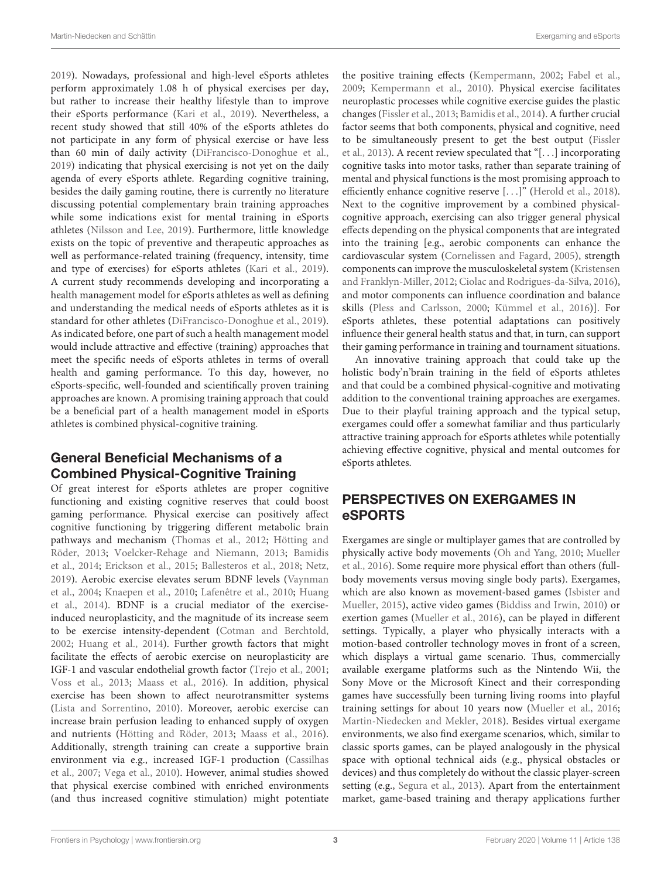2019). Nowadays, professional and high-level eSports athletes perform approximately 1.08 h of physical exercises per day, but rather to increase their healthy lifestyle than to improve their eSports performance (Kari et al., 2019). Nevertheless, a recent study showed that still 40% of the eSports athletes do not participate in any form of physical exercise or have less than 60 min of daily activity (DiFrancisco-Donoghue et al., 2019) indicating that physical exercising is not yet on the daily agenda of every eSports athlete. Regarding cognitive training, besides the daily gaming routine, there is currently no literature discussing potential complementary brain training approaches while some indications exist for mental training in eSports athletes (Nilsson and Lee, 2019). Furthermore, little knowledge exists on the topic of preventive and therapeutic approaches as well as performance-related training (frequency, intensity, time and type of exercises) for eSports athletes (Kari et al., 2019). A current study recommends developing and incorporating a health management model for eSports athletes as well as defining and understanding the medical needs of eSports athletes as it is standard for other athletes (DiFrancisco-Donoghue et al., 2019). As indicated before, one part of such a health management model would include attractive and effective (training) approaches that meet the specific needs of eSports athletes in terms of overall health and gaming performance. To this day, however, no eSports-specific, well-founded and scientifically proven training approaches are known. A promising training approach that could be a beneficial part of a health management model in eSports athletes is combined physical-cognitive training.

### General Beneficial Mechanisms of a Combined Physical-Cognitive Training

Of great interest for eSports athletes are proper cognitive functioning and existing cognitive reserves that could boost gaming performance. Physical exercise can positively affect cognitive functioning by triggering different metabolic brain pathways and mechanism (Thomas et al., 2012; Hötting and Röder, 2013; Voelcker-Rehage and Niemann, 2013; Bamidis et al., 2014; Erickson et al., 2015; Ballesteros et al., 2018; Netz, 2019). Aerobic exercise elevates serum BDNF levels (Vaynman et al., 2004; Knaepen et al., 2010; Lafenêtre et al., 2010; Huang et al., 2014). BDNF is a crucial mediator of the exercise-induced neuroplasticity, and the magnitude of its increase seem to be exercise intensity-dependent (Cotman and Berchtold, 2002; Huang et al., 2014). Further growth factors that might facilitate the effects of aerobic exercise on neuroplasticity are IGF-1 and vascular endothelial growth factor (Trejo et al., 2001; Voss et al., 2013; Maass et al., 2016). In addition, physical exercise has been shown to affect neurotransmitter systems (Lista and Sorrentino, 2010). Moreover, aerobic exercise can increase brain perfusion leading to enhanced supply of oxygen and nutrients (Hötting and Röder, 2013; Maass et al., 2016). Additionally, strength training can create a supportive brain environment via e.g., increased IGF-1 production (Cassilhas et al., 2007; Vega et al., 2010). However, animal studies showed that physical exercise combined with enriched environments (and thus increased cognitive stimulation) might potentiate the positive training effects (Kempermann, 2002; Fabel et al., 2009; Kempermann et al., 2010). Physical exercise facilitates neuroplastic processes while cognitive exercise guides the plastic changes (Fissler et al., 2013; Bamidis et al., 2014). A further crucial factor seems that both components, physical and cognitive, need to be simultaneously present to get the best output (Fissler et al., 2013). A recent review speculated that "[. . .] incorporating cognitive tasks into motor tasks, rather than separate training of mental and physical functions is the most promising approach to efficiently enhance cognitive reserve [. . .]" (Herold et al., 2018). Next to the cognitive improvement by a combined physical-cognitive approach, exercising can also trigger general physical effects depending on the physical components that are integrated into the training [e.g., aerobic components can enhance the cardiovascular system (Cornelissen and Fagard, 2005), strength components can improve the musculoskeletal system (Kristensen and Franklyn-Miller, 2012; Ciolac and Rodrigues-da-Silva, 2016), and motor components can influence coordination and balance skills (Pless and Carlsson, 2000; Kümmel et al., 2016)]. For eSports athletes, these potential adaptations can positively influence their general health status and that, in turn, can support their gaming performance in training and tournament situations.

An innovative training approach that could take up the holistic body'n'brain training in the field of eSports athletes and that could be a combined physical-cognitive and motivating addition to the conventional training approaches are exergames. Due to their playful training approach and the typical setup, exergames could offer a somewhat familiar and thus particularly attractive training approach for eSports athletes while potentially achieving effective cognitive, physical and mental outcomes for eSports athletes.

## PERSPECTIVES ON EXERGAMES IN eSPORTS

Exergames are single or multiplayer games that are controlled by physically active body movements (Oh and Yang, 2010; Mueller et al., 2016). Some require more physical effort than others (full-body movements versus moving single body parts). Exergames, which are also known as movement-based games (Isbister and Mueller, 2015), active video games (Biddiss and Irwin, 2010) or exertion games (Mueller et al., 2016), can be played in different settings. Typically, a player who physically interacts with a motion-based controller technology moves in front of a screen, which displays a virtual game scenario. Thus, commercially available exergame platforms such as the Nintendo Wii, the Sony Move or the Microsoft Kinect and their corresponding games have successfully been turning living rooms into playful training settings for about 10 years now (Mueller et al., 2016; Martin-Niedecken and Mekler, 2018). Besides virtual exergame environments, we also find exergame scenarios, which, similar to classic sports games, can be played analogously in the physical space with optional technical aids (e.g., physical obstacles or devices) and thus completely do without the classic player-screen setting (e.g., Segura et al., 2013). Apart from the entertainment market, game-based training and therapy applications further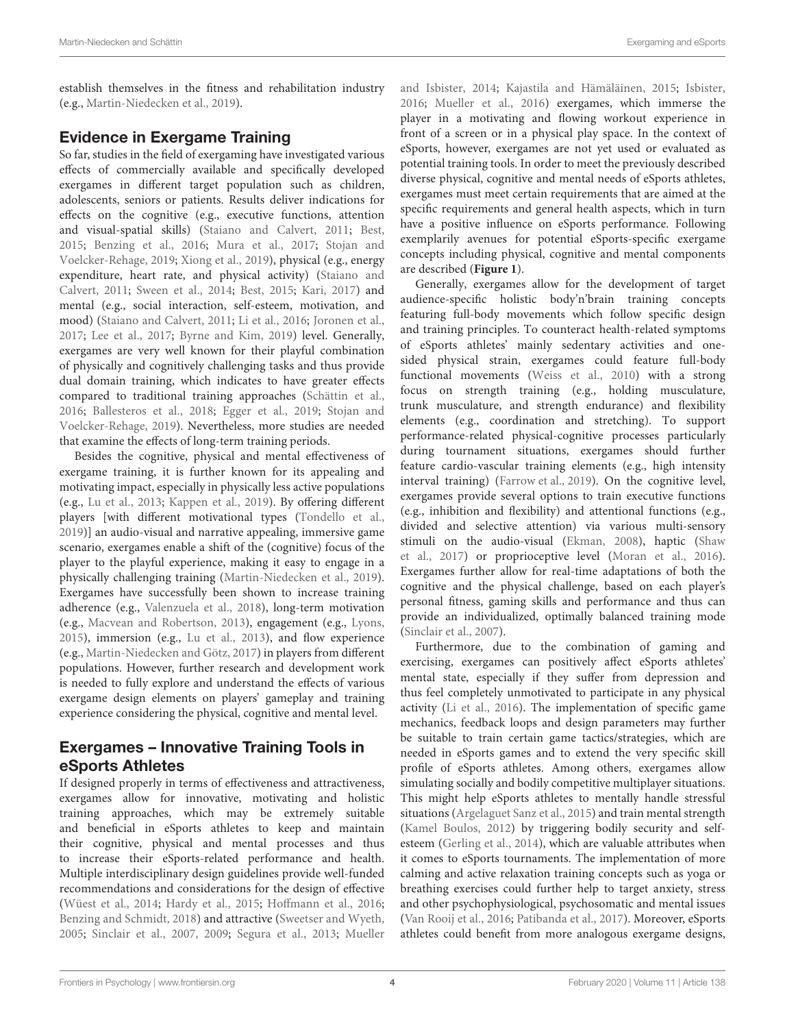establish themselves in the fitness and rehabilitation industry (e.g., Martin-Niedecken et al., 2019).

## Evidence in Exergame Training

So far, studies in the field of exergaming have investigated various effects of commercially available and specifically developed exergames in different target population such as children, adolescents, seniors or patients. Results deliver indications for effects on the cognitive (e.g., executive functions, attention and visual-spatial skills) (Staiano and Calvert, 2011; Best, 2015; Benzing et al., 2016; Mura et al., 2017; Stojan and Voelcker-Rehage, 2019; Xiong et al., 2019), physical (e.g., energy expenditure, heart rate, and physical activity) (Staiano and Calvert, 2011; Sween et al., 2014; Best, 2015; Kari, 2017) and mental (e.g., social interaction, self-esteem, motivation, and mood) (Staiano and Calvert, 2011; Li et al., 2016; Joronen et al., 2017; Lee et al., 2017; Byrne and Kim, 2019) level. Generally, exergames are very well known for their playful combination of physically and cognitively challenging tasks and thus provide dual domain training, which indicates to have greater effects compared to traditional training approaches (Schättin et al., 2016; Ballesteros et al., 2018; Egger et al., 2019; Stojan and Voelcker-Rehage, 2019). Nevertheless, more studies are needed that examine the effects of long-term training periods.

Besides the cognitive, physical and mental effectiveness of exergame training, it is further known for its appealing and motivating impact, especially in physically less active populations (e.g., Lu et al., 2013; Kappen et al., 2019). By offering different players [with different motivational types (Tondello et al., 2019)] an audio-visual and narrative appealing, immersive game scenario, exergames enable a shift of the (cognitive) focus of the player to the playful experience, making it easy to engage in a physically challenging training (Martin-Niedecken et al., 2019). Exergames have successfully been shown to increase training adherence (e.g., Valenzuela et al., 2018), long-term motivation (e.g., Macvean and Robertson, 2013), engagement (e.g., Lyons, 2015), immersion (e.g., Lu et al., 2013), and flow experience (e.g., Martin-Niedecken and Götz, 2017) in players from different populations. However, further research and development work is needed to fully explore and understand the effects of various exergame design elements on players' gameplay and training experience considering the physical, cognitive and mental level.

## Exergames – Innovative Training Tools in eSports Athletes

If designed properly in terms of effectiveness and attractiveness, exergames allow for innovative, motivating and holistic training approaches, which may be extremely suitable and beneficial in eSports athletes to keep and maintain their cognitive, physical and mental processes and thus to increase their eSports-related performance and health. Multiple interdisciplinary design guidelines provide well-funded recommendations and considerations for the design of effective (Wüest et al., 2014; Hardy et al., 2015; Hoffmann et al., 2016; Benzing and Schmidt, 2018) and attractive (Sweetser and Wyeth, 2005; Sinclair et al., 2007, 2009; Segura et al., 2013; Mueller and Isbister, 2014; Kajastila and Hämäläinen, 2015; Isbister, 2016; Mueller et al., 2016) exergames, which immerse the player in a motivating and flowing workout experience in front of a screen or in a physical play space. In the context of eSports, however, exergames are not yet used or evaluated as potential training tools. In order to meet the previously described diverse physical, cognitive and mental needs of eSports athletes, exergames must meet certain requirements that are aimed at the specific requirements and general health aspects, which in turn have a positive influence on eSports performance. Following exemplarily avenues for potential eSports-specific exergame concepts including physical, cognitive and mental components are described (**Figure 1**).

Generally, exergames allow for the development of target audience-specific holistic body'n'brain training concepts featuring full-body movements which follow specific design and training principles. To counteract health-related symptoms of eSports athletes' mainly sedentary activities and one-sided physical strain, exergames could feature full-body functional movements (Weiss et al., 2010) with a strong focus on strength training (e.g., holding musculature, trunk musculature, and strength endurance) and flexibility elements (e.g., coordination and stretching). To support performance-related physical-cognitive processes particularly during tournament situations, exergames should further feature cardio-vascular training elements (e.g., high intensity interval training) (Farrow et al., 2019). On the cognitive level, exergames provide several options to train executive functions (e.g., inhibition and flexibility) and attentional functions (e.g., divided and selective attention) via various multi-sensory stimuli on the audio-visual (Ekman, 2008), haptic (Shaw et al., 2017) or proprioceptive level (Moran et al., 2016). Exergames further allow for real-time adaptations of both the cognitive and the physical challenge, based on each player's personal fitness, gaming skills and performance and thus can provide an individualized, optimally balanced training mode (Sinclair et al., 2007).

Furthermore, due to the combination of gaming and exercising, exergames can positively affect eSports athletes' mental state, especially if they suffer from depression and thus feel completely unmotivated to participate in any physical activity (Li et al., 2016). The implementation of specific game mechanics, feedback loops and design parameters may further be suitable to train certain game tactics/strategies, which are needed in eSports games and to extend the very specific skill profile of eSports athletes. Among others, exergames allow simulating socially and bodily competitive multiplayer situations. This might help eSports athletes to mentally handle stressful situations (Argelaguet Sanz et al., 2015) and train mental strength (Kamel Boulos, 2012) by triggering bodily security and self-esteem (Gerling et al., 2014), which are valuable attributes when it comes to eSports tournaments. The implementation of more calming and active relaxation training concepts such as yoga or breathing exercises could further help to target anxiety, stress and other psychophysiological, psychosomatic and mental issues (Van Rooij et al., 2016; Patibanda et al., 2017). Moreover, eSports athletes could benefit from more analogous exergame designs,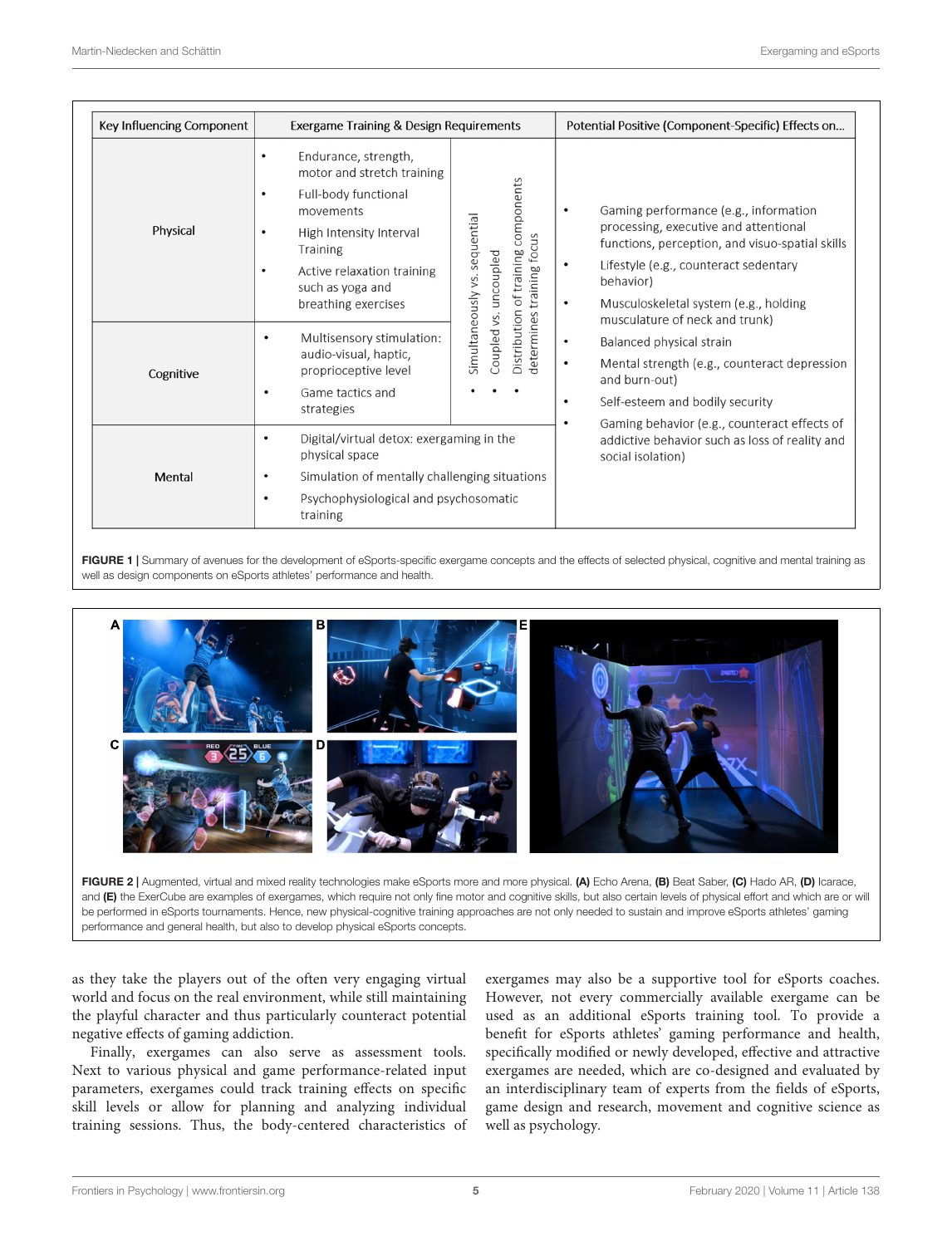| Key Influencing Component | Exergame Training & Design Requirements | | Potential Positive (Component-Specific) Effects on... |
|---|---|---|---|
| Physical | • Endurance, strength, motor and stretch training<br>• Full-body functional movements<br>• High Intensity Interval Training<br>• Active relaxation training such as yoga and breathing exercises | • Simultaneously vs. sequential<br>• Coupled vs. uncoupled<br>• Distribution of training components determines training focus | • Gaming performance (e.g., information processing, executive and attentional functions, perception, and visuo-spatial skills<br>• Lifestyle (e.g., counteract sedentary behavior)<br>• Musculoskeletal system (e.g., holding musculature of neck and trunk)<br>• Balanced physical strain<br>• Mental strength (e.g., counteract depression and burn-out)<br>• Self-esteem and bodily security<br>• Gaming behavior (e.g., counteract effects of addictive behavior such as loss of reality and social isolation) |
| Cognitive | • Multisensory stimulation: audio-visual, haptic, proprioceptive level<br>• Game tactics and strategies | | |
| Mental | • Digital/virtual detox: exergaming in the physical space<br>• Simulation of mentally challenging situations<br>• Psychophysiological and psychosomatic training | | |

**FIGURE 1** | Summary of avenues for the development of eSports-specific exergame concepts and the effects of selected physical, cognitive and mental training as well as design components on eSports athletes' performance and health.

**FIGURE 2** | Augmented, virtual and mixed reality technologies make eSports more and more physical. **(A)** Echo Arena, **(B)** Beat Saber, **(C)** Hado AR, **(D)** Icarace, and **(E)** the ExerCube are examples of exergames, which require not only fine motor and cognitive skills, but also certain levels of physical effort and which are or will be performed in eSports tournaments. Hence, new physical-cognitive training approaches are not only needed to sustain and improve eSports athletes' gaming performance and general health, but also to develop physical eSports concepts.

as they take the players out of the often very engaging virtual world and focus on the real environment, while still maintaining the playful character and thus particularly counteract potential negative effects of gaming addiction.

Finally, exergames can also serve as assessment tools. Next to various physical and game performance-related input parameters, exergames could track training effects on specific skill levels or allow for planning and analyzing individual training sessions. Thus, the body-centered characteristics of exergames may also be a supportive tool for eSports coaches. However, not every commercially available exergame can be used as an additional eSports training tool. To provide a benefit for eSports athletes' gaming performance and health, specifically modified or newly developed, effective and attractive exergames are needed, which are co-designed and evaluated by an interdisciplinary team of experts from the fields of eSports, game design and research, movement and cognitive science as well as psychology.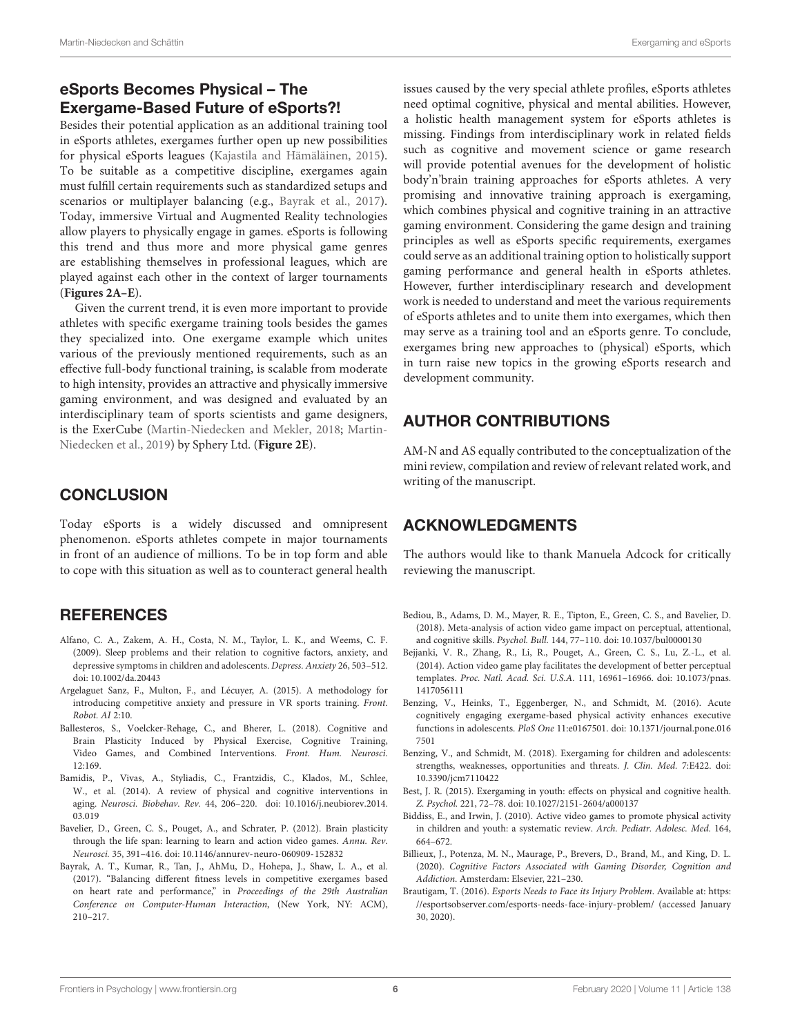## eSports Becomes Physical – The Exergame-Based Future of eSports?!

Besides their potential application as an additional training tool in eSports athletes, exergames further open up new possibilities for physical eSports leagues (Kajastila and Hämäläinen, 2015). To be suitable as a competitive discipline, exergames again must fulfill certain requirements such as standardized setups and scenarios or multiplayer balancing (e.g., Bayrak et al., 2017). Today, immersive Virtual and Augmented Reality technologies allow players to physically engage in games. eSports is following this trend and thus more and more physical game genres are establishing themselves in professional leagues, which are played against each other in the context of larger tournaments (**Figures 2A–E**).

Given the current trend, it is even more important to provide athletes with specific exergame training tools besides the games they specialized into. One exergame example which unites various of the previously mentioned requirements, such as an effective full-body functional training, is scalable from moderate to high intensity, provides an attractive and physically immersive gaming environment, and was designed and evaluated by an interdisciplinary team of sports scientists and game designers, is the ExerCube (Martin-Niedecken and Mekler, 2018; Martin-Niedecken et al., 2019) by Sphery Ltd. (**Figure 2E**).

## CONCLUSION

Today eSports is a widely discussed and omnipresent phenomenon. eSports athletes compete in major tournaments in front of an audience of millions. To be in top form and able to cope with this situation as well as to counteract general health issues caused by the very special athlete profiles, eSports athletes need optimal cognitive, physical and mental abilities. However, a holistic health management system for eSports athletes is missing. Findings from interdisciplinary work in related fields such as cognitive and movement science or game research will provide potential avenues for the development of holistic body'n'brain training approaches for eSports athletes. A very promising and innovative training approach is exergaming, which combines physical and cognitive training in an attractive gaming environment. Considering the game design and training principles as well as eSports specific requirements, exergames could serve as an additional training option to holistically support gaming performance and general health in eSports athletes. However, further interdisciplinary research and development work is needed to understand and meet the various requirements of eSports athletes and to unite them into exergames, which then may serve as a training tool and an eSports genre. To conclude, exergames bring new approaches to (physical) eSports, which in turn raise new topics in the growing eSports research and development community.

## AUTHOR CONTRIBUTIONS

AM-N and AS equally contributed to the conceptualization of the mini review, compilation and review of relevant related work, and writing of the manuscript.

## ACKNOWLEDGMENTS

The authors would like to thank Manuela Adcock for critically reviewing the manuscript.

## REFERENCES

Alfano, C. A., Zakem, A. H., Costa, N. M., Taylor, L. K., and Weems, C. F. (2009). Sleep problems and their relation to cognitive factors, anxiety, and depressive symptoms in children and adolescents. *Depress. Anxiety* 26, 503–512. doi: 10.1002/da.20443

Argelaguet Sanz, F., Multon, F., and Lécuyer, A. (2015). A methodology for introducing competitive anxiety and pressure in VR sports training. *Front. Robot. AI* 2:10.

Ballesteros, S., Voelcker-Rehage, C., and Bherer, L. (2018). Cognitive and Brain Plasticity Induced by Physical Exercise, Cognitive Training, Video Games, and Combined Interventions. *Front. Hum. Neurosci.* 12:169.

Bamidis, P., Vivas, A., Styliadis, C., Frantzidis, C., Klados, M., Schlee, W., et al. (2014). A review of physical and cognitive interventions in aging. *Neurosci. Biobehav. Rev.* 44, 206–220. doi: 10.1016/j.neubiorev.2014.03.019

Bavelier, D., Green, C. S., Pouget, A., and Schrater, P. (2012). Brain plasticity through the life span: learning to learn and action video games. *Annu. Rev. Neurosci.* 35, 391–416. doi: 10.1146/annurev-neuro-060909-152832

Bayrak, A. T., Kumar, R., Tan, J., AhMu, D., Hohepa, J., Shaw, L. A., et al. (2017). "Balancing different fitness levels in competitive exergames based on heart rate and performance," in *Proceedings of the 29th Australian Conference on Computer-Human Interaction*, (New York, NY: ACM), 210–217.

Bediou, B., Adams, D. M., Mayer, R. E., Tipton, E., Green, C. S., and Bavelier, D. (2018). Meta-analysis of action video game impact on perceptual, attentional, and cognitive skills. *Psychol. Bull.* 144, 77–110. doi: 10.1037/bul0000130

Bejjanki, V. R., Zhang, R., Li, R., Pouget, A., Green, C. S., Lu, Z.-L., et al. (2014). Action video game play facilitates the development of better perceptual templates. *Proc. Natl. Acad. Sci. U.S.A.* 111, 16961–16966. doi: 10.1073/pnas.1417056111

Benzing, V., Heinks, T., Eggenberger, N., and Schmidt, M. (2016). Acute cognitively engaging exergame-based physical activity enhances executive functions in adolescents. *PloS One* 11:e0167501. doi: 10.1371/journal.pone.0167501

Benzing, V., and Schmidt, M. (2018). Exergaming for children and adolescents: strengths, weaknesses, opportunities and threats. *J. Clin. Med.* 7:E422. doi: 10.3390/jcm7110422

Best, J. R. (2015). Exergaming in youth: effects on physical and cognitive health. *Z. Psychol.* 221, 72–78. doi: 10.1027/2151-2604/a000137

Biddiss, E., and Irwin, J. (2010). Active video games to promote physical activity in children and youth: a systematic review. *Arch. Pediatr. Adolesc. Med.* 164, 664–672.

Billieux, J., Potenza, M. N., Maurage, P., Brevers, D., Brand, M., and King, D. L. (2020). *Cognitive Factors Associated with Gaming Disorder, Cognition and Addiction*. Amsterdam: Elsevier, 221–230.

Brautigam, T. (2016). *Esports Needs to Face its Injury Problem*. Available at: https://esportsobserver.com/esports-needs-face-injury-problem/ (accessed January 30, 2020).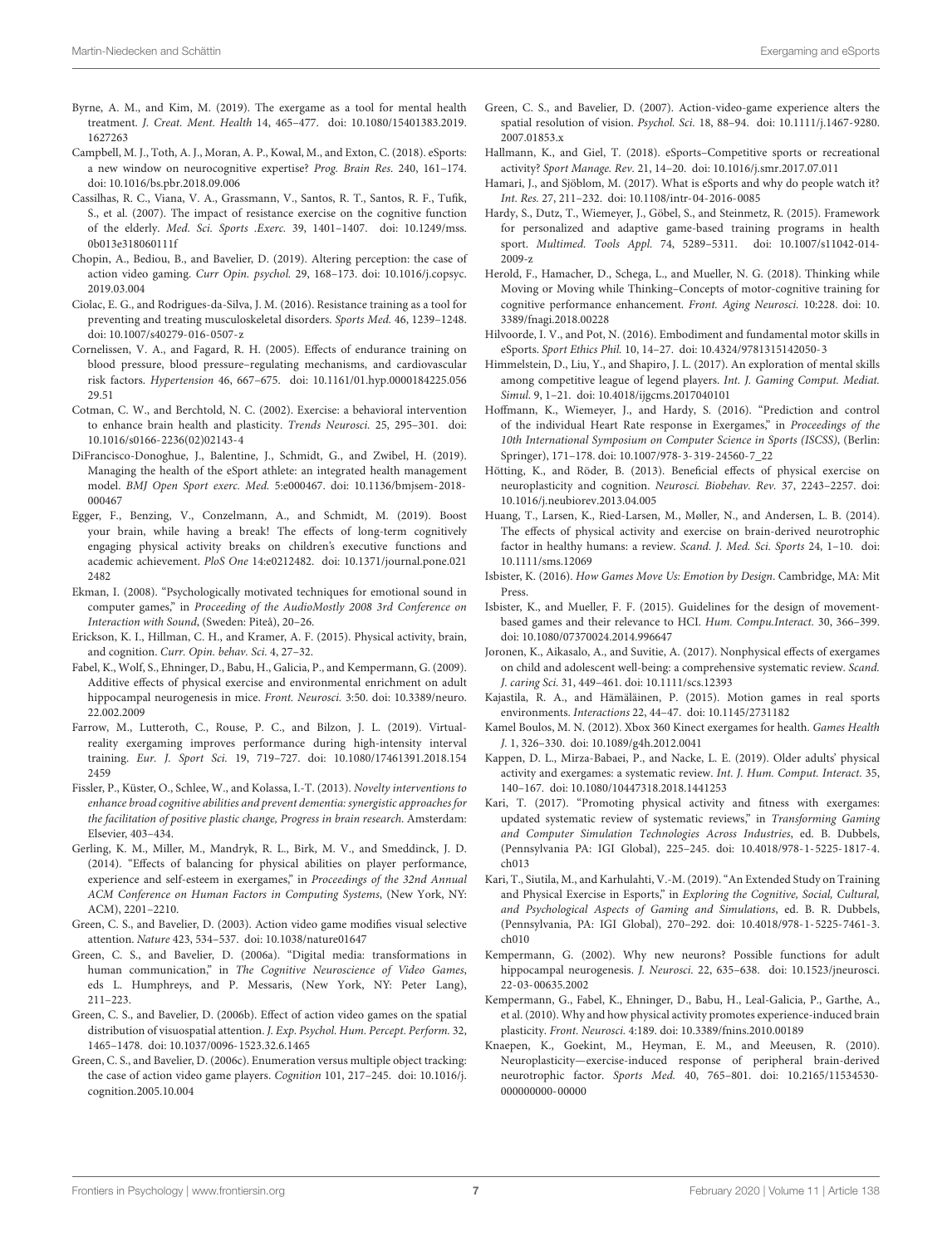Byrne, A. M., and Kim, M. (2019). The exergame as a tool for mental health treatment. *J. Creat. Ment. Health* 14, 465–477. doi: 10.1080/15401383.2019.1627263

Campbell, M. J., Toth, A. J., Moran, A. P., Kowal, M., and Exton, C. (2018). eSports: a new window on neurocognitive expertise? *Prog. Brain Res.* 240, 161–174. doi: 10.1016/bs.pbr.2018.09.006

Cassilhas, R. C., Viana, V. A., Grassmann, V., Santos, R. T., Santos, R. F., Tufik, S., et al. (2007). The impact of resistance exercise on the cognitive function of the elderly. *Med. Sci. Sports .Exerc.* 39, 1401–1407. doi: 10.1249/mss.0b013e318060111f

Chopin, A., Bediou, B., and Bavelier, D. (2019). Altering perception: the case of action video gaming. *Curr Opin. psychol.* 29, 168–173. doi: 10.1016/j.copsyc.2019.03.004

Ciolac, E. G., and Rodrigues-da-Silva, J. M. (2016). Resistance training as a tool for preventing and treating musculoskeletal disorders. *Sports Med.* 46, 1239–1248. doi: 10.1007/s40279-016-0507-z

Cornelissen, V. A., and Fagard, R. H. (2005). Effects of endurance training on blood pressure, blood pressure–regulating mechanisms, and cardiovascular risk factors. *Hypertension* 46, 667–675. doi: 10.1161/01.hyp.0000184225.05629.51

Cotman, C. W., and Berchtold, N. C. (2002). Exercise: a behavioral intervention to enhance brain health and plasticity. *Trends Neurosci.* 25, 295–301. doi: 10.1016/s0166-2236(02)02143-4

DiFrancisco-Donoghue, J., Balentine, J., Schmidt, G., and Zwibel, H. (2019). Managing the health of the eSport athlete: an integrated health management model. *BMJ Open Sport exerc. Med.* 5:e000467. doi: 10.1136/bmjsem-2018-000467

Egger, F., Benzing, V., Conzelmann, A., and Schmidt, M. (2019). Boost your brain, while having a break! The effects of long-term cognitively engaging physical activity breaks on children's executive functions and academic achievement. *PloS One* 14:e0212482. doi: 10.1371/journal.pone.0212482

Ekman, I. (2008). "Psychologically motivated techniques for emotional sound in computer games," in *Proceeding of the AudioMostly 2008 3rd Conference on Interaction with Sound*, (Sweden: Piteå), 20–26.

Erickson, K. I., Hillman, C. H., and Kramer, A. F. (2015). Physical activity, brain, and cognition. *Curr. Opin. behav. Sci.* 4, 27–32.

Fabel, K., Wolf, S., Ehninger, D., Babu, H., Galicia, P., and Kempermann, G. (2009). Additive effects of physical exercise and environmental enrichment on adult hippocampal neurogenesis in mice. *Front. Neurosci.* 3:50. doi: 10.3389/neuro.22.002.2009

Farrow, M., Lutteroth, C., Rouse, P. C., and Bilzon, J. L. (2019). Virtual-reality exergaming improves performance during high-intensity interval training. *Eur. J. Sport Sci.* 19, 719–727. doi: 10.1080/17461391.2018.1542459

Fissler, P., Küster, O., Schlee, W., and Kolassa, I.-T. (2013). *Novelty interventions to enhance broad cognitive abilities and prevent dementia: synergistic approaches for the facilitation of positive plastic change, Progress in brain research*. Amsterdam: Elsevier, 403–434.

Gerling, K. M., Miller, M., Mandryk, R. L., Birk, M. V., and Smeddinck, J. D. (2014). "Effects of balancing for physical abilities on player performance, experience and self-esteem in exergames," in *Proceedings of the 32nd Annual ACM Conference on Human Factors in Computing Systems*, (New York, NY: ACM), 2201–2210.

Green, C. S., and Bavelier, D. (2003). Action video game modifies visual selective attention. *Nature* 423, 534–537. doi: 10.1038/nature01647

Green, C. S., and Bavelier, D. (2006a). "Digital media: transformations in human communication," in *The Cognitive Neuroscience of Video Games*, eds L. Humphreys, and P. Messaris, (New York, NY: Peter Lang), 211–223.

Green, C. S., and Bavelier, D. (2006b). Effect of action video games on the spatial distribution of visuospatial attention. *J. Exp. Psychol. Hum. Percept. Perform.* 32, 1465–1478. doi: 10.1037/0096-1523.32.6.1465

Green, C. S., and Bavelier, D. (2006c). Enumeration versus multiple object tracking: the case of action video game players. *Cognition* 101, 217–245. doi: 10.1016/j.cognition.2005.10.004

Green, C. S., and Bavelier, D. (2007). Action-video-game experience alters the spatial resolution of vision. *Psychol. Sci.* 18, 88–94. doi: 10.1111/j.1467-9280.2007.01853.x

Hallmann, K., and Giel, T. (2018). eSports–Competitive sports or recreational activity? *Sport Manage. Rev.* 21, 14–20. doi: 10.1016/j.smr.2017.07.011

Hamari, J., and Sjöblom, M. (2017). What is eSports and why do people watch it? *Int. Res.* 27, 211–232. doi: 10.1108/intr-04-2016-0085

Hardy, S., Dutz, T., Wiemeyer, J., Göbel, S., and Steinmetz, R. (2015). Framework for personalized and adaptive game-based training programs in health sport. *Multimed. Tools Appl.* 74, 5289–5311. doi: 10.1007/s11042-014-2009-z

Herold, F., Hamacher, D., Schega, L., and Mueller, N. G. (2018). Thinking while Moving or Moving while Thinking–Concepts of motor-cognitive training for cognitive performance enhancement. *Front. Aging Neurosci.* 10:228. doi: 10.3389/fnagi.2018.00228

Hilvoorde, I. V., and Pot, N. (2016). Embodiment and fundamental motor skills in eSports. *Sport Ethics Phil.* 10, 14–27. doi: 10.4324/9781315142050-3

Himmelstein, D., Liu, Y., and Shapiro, J. L. (2017). An exploration of mental skills among competitive league of legend players. *Int. J. Gaming Comput. Mediat. Simul.* 9, 1–21. doi: 10.4018/ijgcms.2017040101

Hoffmann, K., Wiemeyer, J., and Hardy, S. (2016). "Prediction and control of the individual Heart Rate response in Exergames," in *Proceedings of the 10th International Symposium on Computer Science in Sports (ISCSS)*, (Berlin: Springer), 171–178. doi: 10.1007/978-3-319-24560-7_22

Hötting, K., and Röder, B. (2013). Beneficial effects of physical exercise on neuroplasticity and cognition. *Neurosci. Biobehav. Rev.* 37, 2243–2257. doi: 10.1016/j.neubiorev.2013.04.005

Huang, T., Larsen, K., Ried-Larsen, M., Møller, N., and Andersen, L. B. (2014). The effects of physical activity and exercise on brain-derived neurotrophic factor in healthy humans: a review. *Scand. J. Med. Sci. Sports* 24, 1–10. doi: 10.1111/sms.12069

Isbister, K. (2016). *How Games Move Us: Emotion by Design*. Cambridge, MA: Mit Press.

Isbister, K., and Mueller, F. F. (2015). Guidelines for the design of movement-based games and their relevance to HCI. *Hum. Compu.Interact.* 30, 366–399. doi: 10.1080/07370024.2014.996647

Joronen, K., Aikasalo, A., and Suvitie, A. (2017). Nonphysical effects of exergames on child and adolescent well-being: a comprehensive systematic review. *Scand. J. caring Sci.* 31, 449–461. doi: 10.1111/scs.12393

Kajastila, R. A., and Hämäläinen, P. (2015). Motion games in real sports environments. *Interactions* 22, 44–47. doi: 10.1145/2731182

Kamel Boulos, M. N. (2012). Xbox 360 Kinect exergames for health. *Games Health J.* 1, 326–330. doi: 10.1089/g4h.2012.0041

Kappen, D. L., Mirza-Babaei, P., and Nacke, L. E. (2019). Older adults' physical activity and exergames: a systematic review. *Int. J. Hum. Comput. Interact.* 35, 140–167. doi: 10.1080/10447318.2018.1441253

Kari, T. (2017). "Promoting physical activity and fitness with exergames: updated systematic review of systematic reviews," in *Transforming Gaming and Computer Simulation Technologies Across Industries*, ed. B. Dubbels, (Pennsylvania PA: IGI Global), 225–245. doi: 10.4018/978-1-5225-1817-4.ch013

Kari, T., Siutila, M., and Karhulahti, V.-M. (2019). "An Extended Study on Training and Physical Exercise in Esports," in *Exploring the Cognitive, Social, Cultural, and Psychological Aspects of Gaming and Simulations*, ed. B. R. Dubbels, (Pennsylvania, PA: IGI Global), 270–292. doi: 10.4018/978-1-5225-7461-3.ch010

Kempermann, G. (2002). Why new neurons? Possible functions for adult hippocampal neurogenesis. *J. Neurosci.* 22, 635–638. doi: 10.1523/jneurosci.22-03-00635.2002

Kempermann, G., Fabel, K., Ehninger, D., Babu, H., Leal-Galicia, P., Garthe, A., et al. (2010). Why and how physical activity promotes experience-induced brain plasticity. *Front. Neurosci.* 4:189. doi: 10.3389/fnins.2010.00189

Knaepen, K., Goekint, M., Heyman, E. M., and Meeusen, R. (2010). Neuroplasticity—exercise-induced response of peripheral brain-derived neurotrophic factor. *Sports Med.* 40, 765–801. doi: 10.2165/11534530-000000000-00000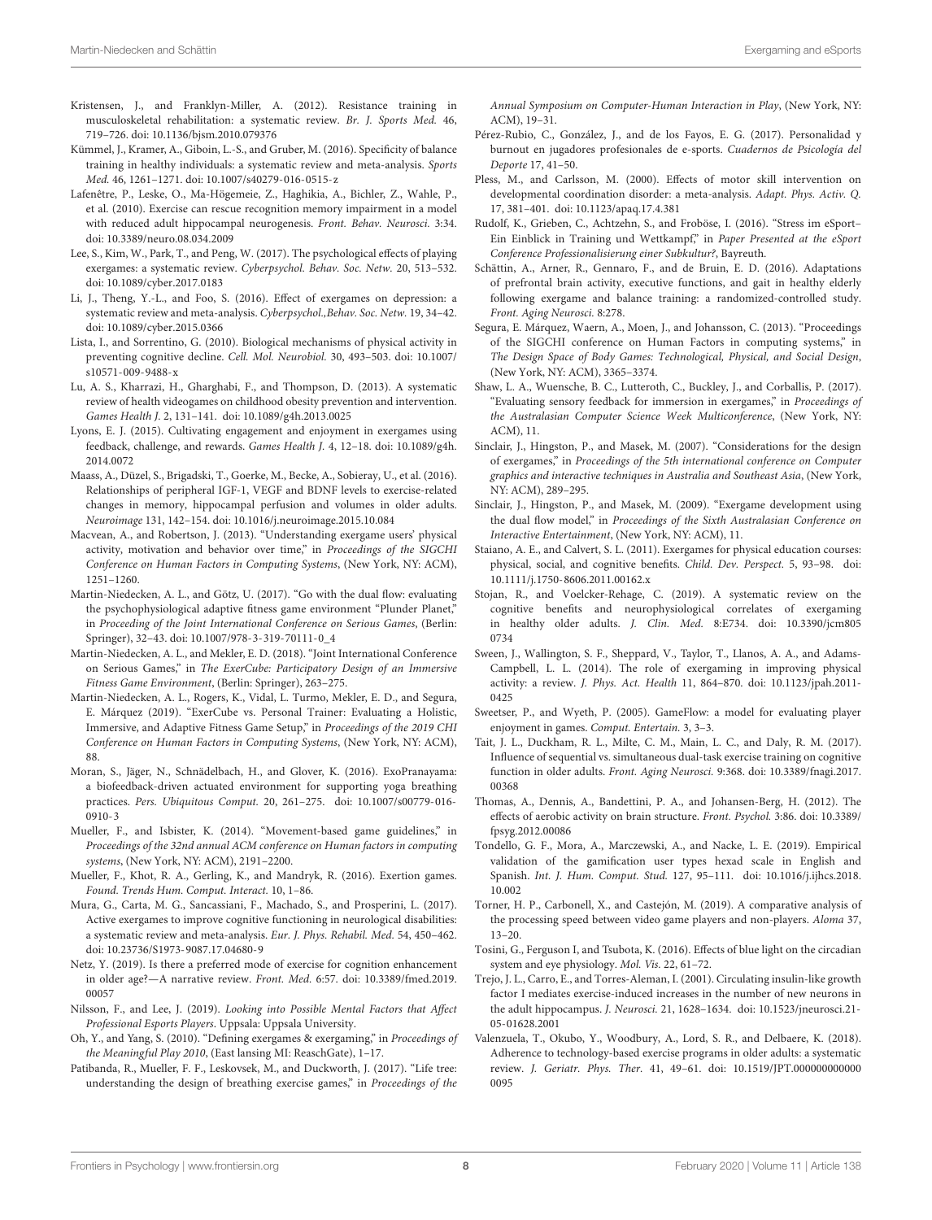Kristensen, J., and Franklyn-Miller, A. (2012). Resistance training in musculoskeletal rehabilitation: a systematic review. *Br. J. Sports Med.* 46, 719–726. doi: 10.1136/bjsm.2010.079376

Kümmel, J., Kramer, A., Giboin, L.-S., and Gruber, M. (2016). Specificity of balance training in healthy individuals: a systematic review and meta-analysis. *Sports Med.* 46, 1261–1271. doi: 10.1007/s40279-016-0515-z

Lafenêtre, P., Leske, O., Ma-Högemeie, Z., Haghikia, A., Bichler, Z., Wahle, P., et al. (2010). Exercise can rescue recognition memory impairment in a model with reduced adult hippocampal neurogenesis. *Front. Behav. Neurosci.* 3:34. doi: 10.3389/neuro.08.034.2009

Lee, S., Kim, W., Park, T., and Peng, W. (2017). The psychological effects of playing exergames: a systematic review. *Cyberpsychol. Behav. Soc. Netw.* 20, 513–532. doi: 10.1089/cyber.2017.0183

Li, J., Theng, Y.-L., and Foo, S. (2016). Effect of exergames on depression: a systematic review and meta-analysis. *Cyberpsychol.,Behav. Soc. Netw.* 19, 34–42. doi: 10.1089/cyber.2015.0366

Lista, I., and Sorrentino, G. (2010). Biological mechanisms of physical activity in preventing cognitive decline. *Cell. Mol. Neurobiol.* 30, 493–503. doi: 10.1007/s10571-009-9488-x

Lu, A. S., Kharrazi, H., Gharghabi, F., and Thompson, D. (2013). A systematic review of health videogames on childhood obesity prevention and intervention. *Games Health J.* 2, 131–141. doi: 10.1089/g4h.2013.0025

Lyons, E. J. (2015). Cultivating engagement and enjoyment in exergames using feedback, challenge, and rewards. *Games Health J.* 4, 12–18. doi: 10.1089/g4h.2014.0072

Maass, A., Düzel, S., Brigadski, T., Goerke, M., Becke, A., Sobieray, U., et al. (2016). Relationships of peripheral IGF-1, VEGF and BDNF levels to exercise-related changes in memory, hippocampal perfusion and volumes in older adults. *Neuroimage* 131, 142–154. doi: 10.1016/j.neuroimage.2015.10.084

Macvean, A., and Robertson, J. (2013). "Understanding exergame users' physical activity, motivation and behavior over time," in *Proceedings of the SIGCHI Conference on Human Factors in Computing Systems*, (New York, NY: ACM), 1251–1260.

Martin-Niedecken, A. L., and Götz, U. (2017). "Go with the dual flow: evaluating the psychophysiological adaptive fitness game environment "Plunder Planet," in *Proceeding of the Joint International Conference on Serious Games*, (Berlin: Springer), 32–43. doi: 10.1007/978-3-319-70111-0_4

Martin-Niedecken, A. L., and Mekler, E. D. (2018). "Joint International Conference on Serious Games," in *The ExerCube: Participatory Design of an Immersive Fitness Game Environment*, (Berlin: Springer), 263–275.

Martin-Niedecken, A. L., Rogers, K., Vidal, L. Turmo, Mekler, E. D., and Segura, E. Márquez (2019). "ExerCube vs. Personal Trainer: Evaluating a Holistic, Immersive, and Adaptive Fitness Game Setup," in *Proceedings of the 2019 CHI Conference on Human Factors in Computing Systems*, (New York, NY: ACM), 88.

Moran, S., Jäger, N., Schnädelbach, H., and Glover, K. (2016). ExoPranayama: a biofeedback-driven actuated environment for supporting yoga breathing practices. *Pers. Ubiquitous Comput.* 20, 261–275. doi: 10.1007/s00779-016-0910-3

Mueller, F., and Isbister, K. (2014). "Movement-based game guidelines," in *Proceedings of the 32nd annual ACM conference on Human factors in computing systems*, (New York, NY: ACM), 2191–2200.

Mueller, F., Khot, R. A., Gerling, K., and Mandryk, R. (2016). Exertion games. *Found. Trends Hum. Comput. Interact.* 10, 1–86.

Mura, G., Carta, M. G., Sancassiani, F., Machado, S., and Prosperini, L. (2017). Active exergames to improve cognitive functioning in neurological disabilities: a systematic review and meta-analysis. *Eur. J. Phys. Rehabil. Med.* 54, 450–462. doi: 10.23736/S1973-9087.17.04680-9

Netz, Y. (2019). Is there a preferred mode of exercise for cognition enhancement in older age?—A narrative review. *Front. Med.* 6:57. doi: 10.3389/fmed.2019.00057

Nilsson, F., and Lee, J. (2019). *Looking into Possible Mental Factors that Affect Professional Esports Players*. Uppsala: Uppsala University.

Oh, Y., and Yang, S. (2010). "Defining exergames & exergaming," in *Proceedings of the Meaningful Play 2010*, (East lansing MI: ReaschGate), 1–17.

Patibanda, R., Mueller, F. F., Leskovsek, M., and Duckworth, J. (2017). "Life tree: understanding the design of breathing exercise games," in *Proceedings of the Annual Symposium on Computer-Human Interaction in Play*, (New York, NY: ACM), 19–31.

Pérez-Rubio, C., González, J., and de los Fayos, E. G. (2017). Personalidad y burnout en jugadores profesionales de e-sports. *Cuadernos de Psicología del Deporte* 17, 41–50.

Pless, M., and Carlsson, M. (2000). Effects of motor skill intervention on developmental coordination disorder: a meta-analysis. *Adapt. Phys. Activ. Q.* 17, 381–401. doi: 10.1123/apaq.17.4.381

Rudolf, K., Grieben, C., Achtzehn, S., and Froböse, I. (2016). "Stress im eSport–Ein Einblick in Training und Wettkampf," in *Paper Presented at the eSport Conference Professionalisierung einer Subkultur?*, Bayreuth.

Schättin, A., Arner, R., Gennaro, F., and de Bruin, E. D. (2016). Adaptations of prefrontal brain activity, executive functions, and gait in healthy elderly following exergame and balance training: a randomized-controlled study. *Front. Aging Neurosci.* 8:278.

Segura, E. Márquez, Waern, A., Moen, J., and Johansson, C. (2013). "Proceedings of the SIGCHI conference on Human Factors in computing systems," in *The Design Space of Body Games: Technological, Physical, and Social Design*, (New York, NY: ACM), 3365–3374.

Shaw, L. A., Wuensche, B. C., Lutteroth, C., Buckley, J., and Corballis, P. (2017). "Evaluating sensory feedback for immersion in exergames," in *Proceedings of the Australasian Computer Science Week Multiconference*, (New York, NY: ACM), 11.

Sinclair, J., Hingston, P., and Masek, M. (2007). "Considerations for the design of exergames," in *Proceedings of the 5th international conference on Computer graphics and interactive techniques in Australia and Southeast Asia*, (New York, NY: ACM), 289–295.

Sinclair, J., Hingston, P., and Masek, M. (2009). "Exergame development using the dual flow model," in *Proceedings of the Sixth Australasian Conference on Interactive Entertainment*, (New York, NY: ACM), 11.

Staiano, A. E., and Calvert, S. L. (2011). Exergames for physical education courses: physical, social, and cognitive benefits. *Child. Dev. Perspect.* 5, 93–98. doi: 10.1111/j.1750-8606.2011.00162.x

Stojan, R., and Voelcker-Rehage, C. (2019). A systematic review on the cognitive benefits and neurophysiological correlates of exergaming in healthy older adults. *J. Clin. Med.* 8:E734. doi: 10.3390/jcm8050734

Sween, J., Wallington, S. F., Sheppard, V., Taylor, T., Llanos, A. A., and Adams-Campbell, L. L. (2014). The role of exergaming in improving physical activity: a review. *J. Phys. Act. Health* 11, 864–870. doi: 10.1123/jpah.2011-0425

Sweetser, P., and Wyeth, P. (2005). GameFlow: a model for evaluating player enjoyment in games. *Comput. Entertain.* 3, 3–3.

Tait, J. L., Duckham, R. L., Milte, C. M., Main, L. C., and Daly, R. M. (2017). Influence of sequential vs. simultaneous dual-task exercise training on cognitive function in older adults. *Front. Aging Neurosci.* 9:368. doi: 10.3389/fnagi.2017.00368

Thomas, A., Dennis, A., Bandettini, P. A., and Johansen-Berg, H. (2012). The effects of aerobic activity on brain structure. *Front. Psychol.* 3:86. doi: 10.3389/fpsyg.2012.00086

Tondello, G. F., Mora, A., Marczewski, A., and Nacke, L. E. (2019). Empirical validation of the gamification user types hexad scale in English and Spanish. *Int. J. Hum. Comput. Stud.* 127, 95–111. doi: 10.1016/j.ijhcs.2018.10.002

Torner, H. P., Carbonell, X., and Castejón, M. (2019). A comparative analysis of the processing speed between video game players and non-players. *Aloma* 37, 13–20.

Tosini, G., Ferguson I, and Tsubota, K. (2016). Effects of blue light on the circadian system and eye physiology. *Mol. Vis.* 22, 61–72.

Trejo, J. L., Carro, E., and Torres-Aleman, I. (2001). Circulating insulin-like growth factor I mediates exercise-induced increases in the number of new neurons in the adult hippocampus. *J. Neurosci.* 21, 1628–1634. doi: 10.1523/jneurosci.21-05-01628.2001

Valenzuela, T., Okubo, Y., Woodbury, A., Lord, S. R., and Delbaere, K. (2018). Adherence to technology-based exercise programs in older adults: a systematic review. *J. Geriatr. Phys. Ther.* 41, 49–61. doi: 10.1519/JPT.0000000000000095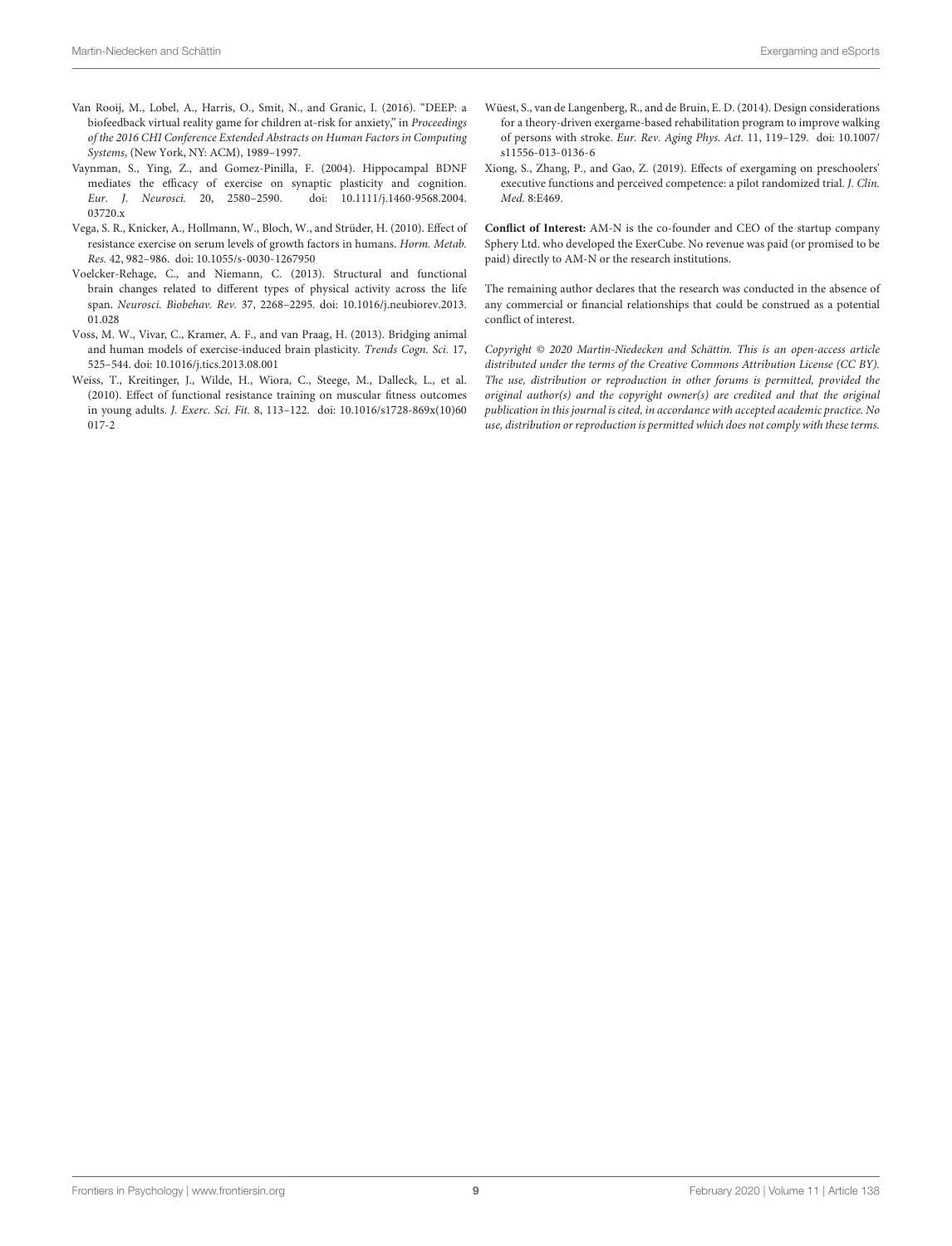Van Rooij, M., Lobel, A., Harris, O., Smit, N., and Granic, I. (2016). "DEEP: a biofeedback virtual reality game for children at-risk for anxiety," in *Proceedings of the 2016 CHI Conference Extended Abstracts on Human Factors in Computing Systems*, (New York, NY: ACM), 1989–1997.

Vaynman, S., Ying, Z., and Gomez-Pinilla, F. (2004). Hippocampal BDNF mediates the efficacy of exercise on synaptic plasticity and cognition. *Eur. J. Neurosci.* 20, 2580–2590. doi: 10.1111/j.1460-9568.2004.03720.x

Vega, S. R., Knicker, A., Hollmann, W., Bloch, W., and Strüder, H. (2010). Effect of resistance exercise on serum levels of growth factors in humans. *Horm. Metab. Res.* 42, 982–986. doi: 10.1055/s-0030-1267950

Voelcker-Rehage, C., and Niemann, C. (2013). Structural and functional brain changes related to different types of physical activity across the life span. *Neurosci. Biobehav. Rev.* 37, 2268–2295. doi: 10.1016/j.neubiorev.2013.01.028

Voss, M. W., Vivar, C., Kramer, A. F., and van Praag, H. (2013). Bridging animal and human models of exercise-induced brain plasticity. *Trends Cogn. Sci.* 17, 525–544. doi: 10.1016/j.tics.2013.08.001

Weiss, T., Kreitinger, J., Wilde, H., Wiora, C., Steege, M., Dalleck, L., et al. (2010). Effect of functional resistance training on muscular fitness outcomes in young adults. *J. Exerc. Sci. Fit.* 8, 113–122. doi: 10.1016/s1728-869x(10)60017-2

Wüest, S., van de Langenberg, R., and de Bruin, E. D. (2014). Design considerations for a theory-driven exergame-based rehabilitation program to improve walking of persons with stroke. *Eur. Rev. Aging Phys. Act.* 11, 119–129. doi: 10.1007/s11556-013-0136-6

Xiong, S., Zhang, P., and Gao, Z. (2019). Effects of exergaming on preschoolers' executive functions and perceived competence: a pilot randomized trial. *J. Clin. Med.* 8:E469.

**Conflict of Interest:** AM-N is the co-founder and CEO of the startup company Sphery Ltd. who developed the ExerCube. No revenue was paid (or promised to be paid) directly to AM-N or the research institutions.

The remaining author declares that the research was conducted in the absence of any commercial or financial relationships that could be construed as a potential conflict of interest.

*Copyright © 2020 Martin-Niedecken and Schättin. This is an open-access article distributed under the terms of the Creative Commons Attribution License (CC BY). The use, distribution or reproduction in other forums is permitted, provided the original author(s) and the copyright owner(s) are credited and that the original publication in this journal is cited, in accordance with accepted academic practice. No use, distribution or reproduction is permitted which does not comply with these terms.*